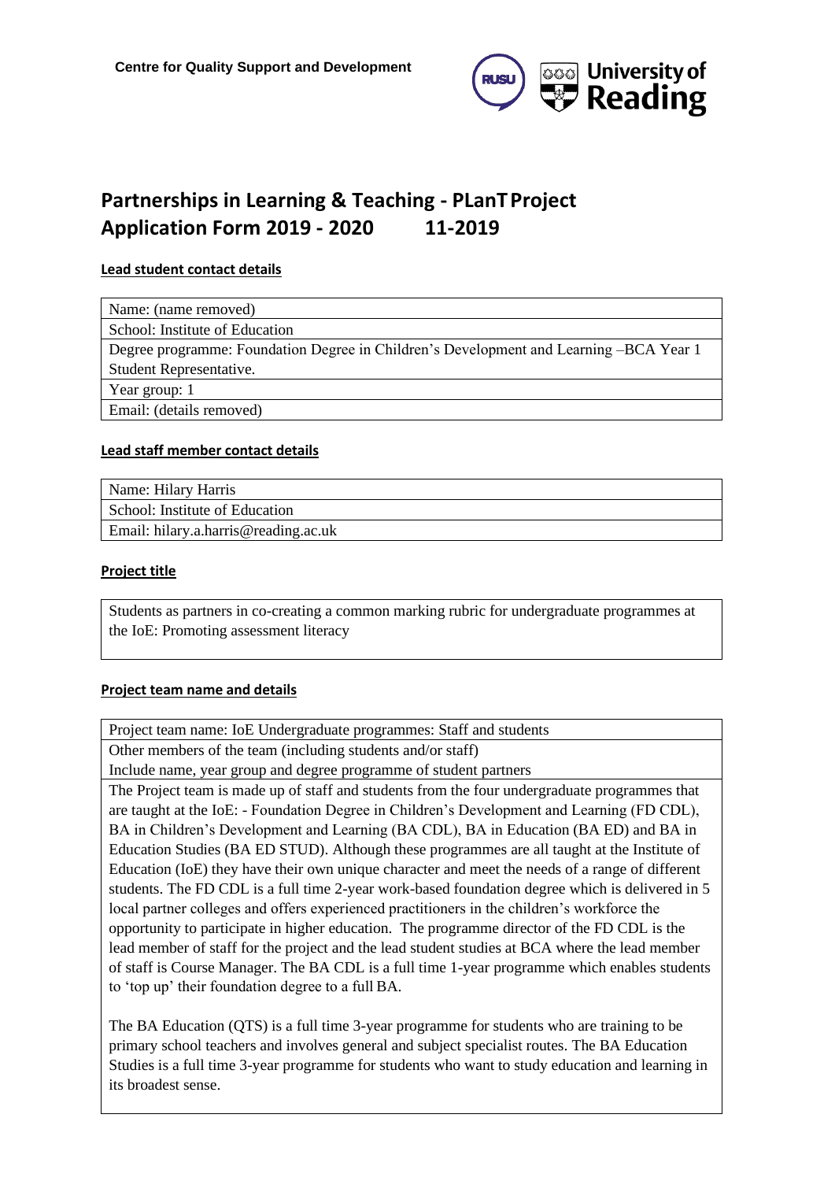**Centre for Quality Support and Development**

# Partnerships in Learning & Teaching - PLanT Project Application Form 2019 - 2020 11-2019

**Lead student contact details**

| Name: (name removed) |
|---|
| School: Institute of Education |
| Degree programme: Foundation Degree in Children's Development and Learning –BCA Year 1 Student Representative. |
| Year group: 1 |
| Email: (details removed) |

**Lead staff member contact details**

| Name: Hilary Harris |
|---|
| School: Institute of Education |
| Email: hilary.a.harris@reading.ac.uk |

**Project title**

| Students as partners in co-creating a common marking rubric for undergraduate programmes at the IoE: Promoting assessment literacy |
|---|

**Project team name and details**

| Project team name: IoE Undergraduate programmes: Staff and students |
|---|
| Other members of the team (including students and/or staff) Include name, year group and degree programme of student partners |
| The Project team is made up of staff and students from the four undergraduate programmes that are taught at the IoE: - Foundation Degree in Children's Development and Learning (FD CDL), BA in Children's Development and Learning (BA CDL), BA in Education (BA ED) and BA in Education Studies (BA ED STUD). Although these programmes are all taught at the Institute of Education (IoE) they have their own unique character and meet the needs of a range of different students. The FD CDL is a full time 2-year work-based foundation degree which is delivered in 5 local partner colleges and offers experienced practitioners in the children's workforce the opportunity to participate in higher education. The programme director of the FD CDL is the lead member of staff for the project and the lead student studies at BCA where the lead member of staff is Course Manager. The BA CDL is a full time 1-year programme which enables students to 'top up' their foundation degree to a full BA.<br><br>The BA Education (QTS) is a full time 3-year programme for students who are training to be primary school teachers and involves general and subject specialist routes. The BA Education Studies is a full time 3-year programme for students who want to study education and learning in its broadest sense. |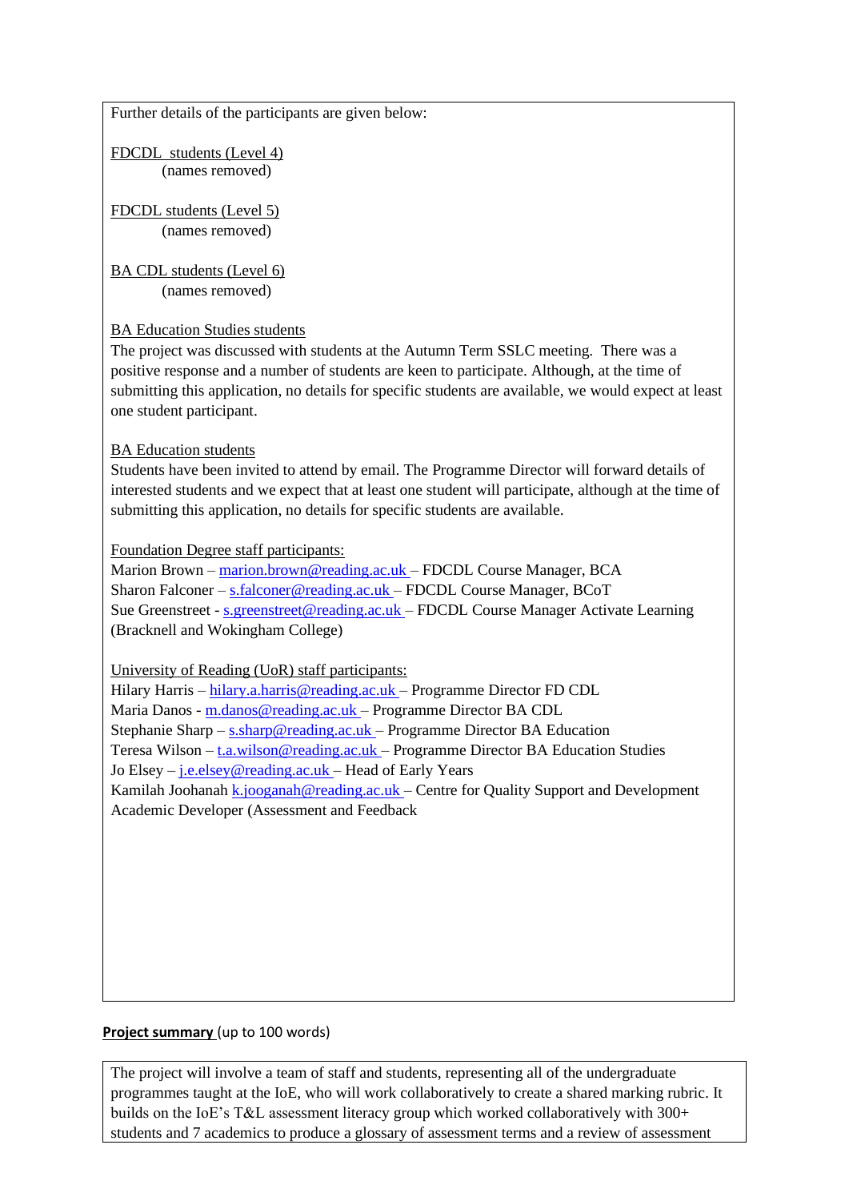Further details of the participants are given below:

FDCDL students (Level 4)
(names removed)

FDCDL students (Level 5)
(names removed)

BA CDL students (Level 6)
(names removed)

BA Education Studies students
The project was discussed with students at the Autumn Term SSLC meeting. There was a positive response and a number of students are keen to participate. Although, at the time of submitting this application, no details for specific students are available, we would expect at least one student participant.

BA Education students
Students have been invited to attend by email. The Programme Director will forward details of interested students and we expect that at least one student will participate, although at the time of submitting this application, no details for specific students are available.

Foundation Degree staff participants:
Marion Brown – marion.brown@reading.ac.uk – FDCDL Course Manager, BCA
Sharon Falconer – s.falconer@reading.ac.uk – FDCDL Course Manager, BCoT
Sue Greenstreet - s.greenstreet@reading.ac.uk – FDCDL Course Manager Activate Learning (Bracknell and Wokingham College)

University of Reading (UoR) staff participants:
Hilary Harris – hilary.a.harris@reading.ac.uk – Programme Director FD CDL
Maria Danos - m.danos@reading.ac.uk – Programme Director BA CDL
Stephanie Sharp – s.sharp@reading.ac.uk – Programme Director BA Education
Teresa Wilson – t.a.wilson@reading.ac.uk – Programme Director BA Education Studies
Jo Elsey – j.e.elsey@reading.ac.uk – Head of Early Years
Kamilah Joohanah k.jooganah@reading.ac.uk – Centre for Quality Support and Development Academic Developer (Assessment and Feedback

**Project summary** (up to 100 words)

The project will involve a team of staff and students, representing all of the undergraduate programmes taught at the IoE, who will work collaboratively to create a shared marking rubric. It builds on the IoE's T&L assessment literacy group which worked collaboratively with 300+ students and 7 academics to produce a glossary of assessment terms and a review of assessment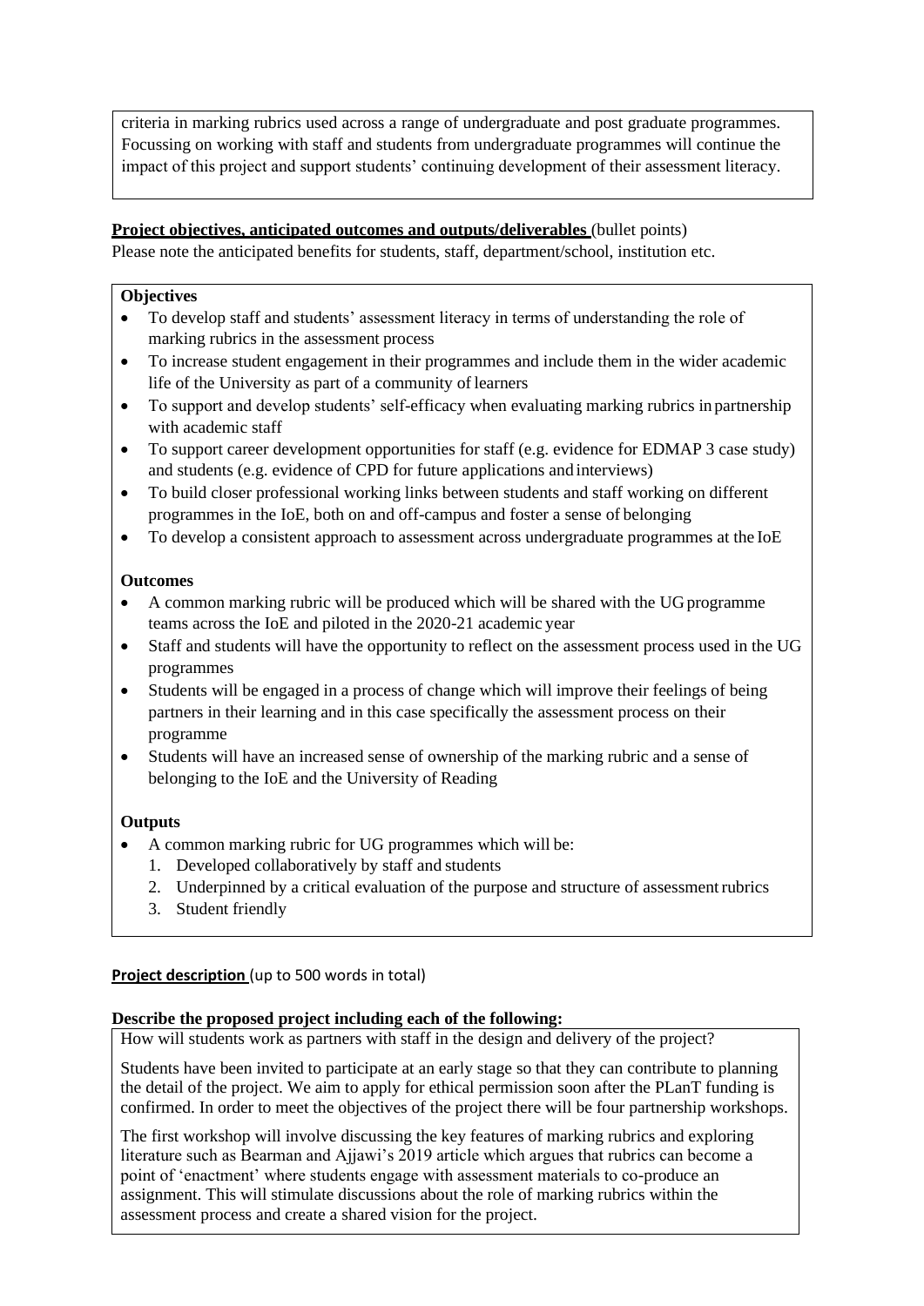criteria in marking rubrics used across a range of undergraduate and post graduate programmes. Focussing on working with staff and students from undergraduate programmes will continue the impact of this project and support students' continuing development of their assessment literacy.

**Project objectives, anticipated outcomes and outputs/deliverables** (bullet points)
Please note the anticipated benefits for students, staff, department/school, institution etc.

**Objectives**

- To develop staff and students' assessment literacy in terms of understanding the role of marking rubrics in the assessment process
- To increase student engagement in their programmes and include them in the wider academic life of the University as part of a community of learners
- To support and develop students' self-efficacy when evaluating marking rubrics in partnership with academic staff
- To support career development opportunities for staff (e.g. evidence for EDMAP 3 case study) and students (e.g. evidence of CPD for future applications and interviews)
- To build closer professional working links between students and staff working on different programmes in the IoE, both on and off-campus and foster a sense of belonging
- To develop a consistent approach to assessment across undergraduate programmes at the IoE

**Outcomes**

- A common marking rubric will be produced which will be shared with the UG programme teams across the IoE and piloted in the 2020-21 academic year
- Staff and students will have the opportunity to reflect on the assessment process used in the UG programmes
- Students will be engaged in a process of change which will improve their feelings of being partners in their learning and in this case specifically the assessment process on their programme
- Students will have an increased sense of ownership of the marking rubric and a sense of belonging to the IoE and the University of Reading

**Outputs**

- A common marking rubric for UG programmes which will be:
  1. Developed collaboratively by staff and students
  2. Underpinned by a critical evaluation of the purpose and structure of assessment rubrics
  3. Student friendly

**Project description** (up to 500 words in total)

**Describe the proposed project including each of the following:**

How will students work as partners with staff in the design and delivery of the project?

Students have been invited to participate at an early stage so that they can contribute to planning the detail of the project. We aim to apply for ethical permission soon after the PLanT funding is confirmed. In order to meet the objectives of the project there will be four partnership workshops.

The first workshop will involve discussing the key features of marking rubrics and exploring literature such as Bearman and Ajjawi's 2019 article which argues that rubrics can become a point of 'enactment' where students engage with assessment materials to co-produce an assignment. This will stimulate discussions about the role of marking rubrics within the assessment process and create a shared vision for the project.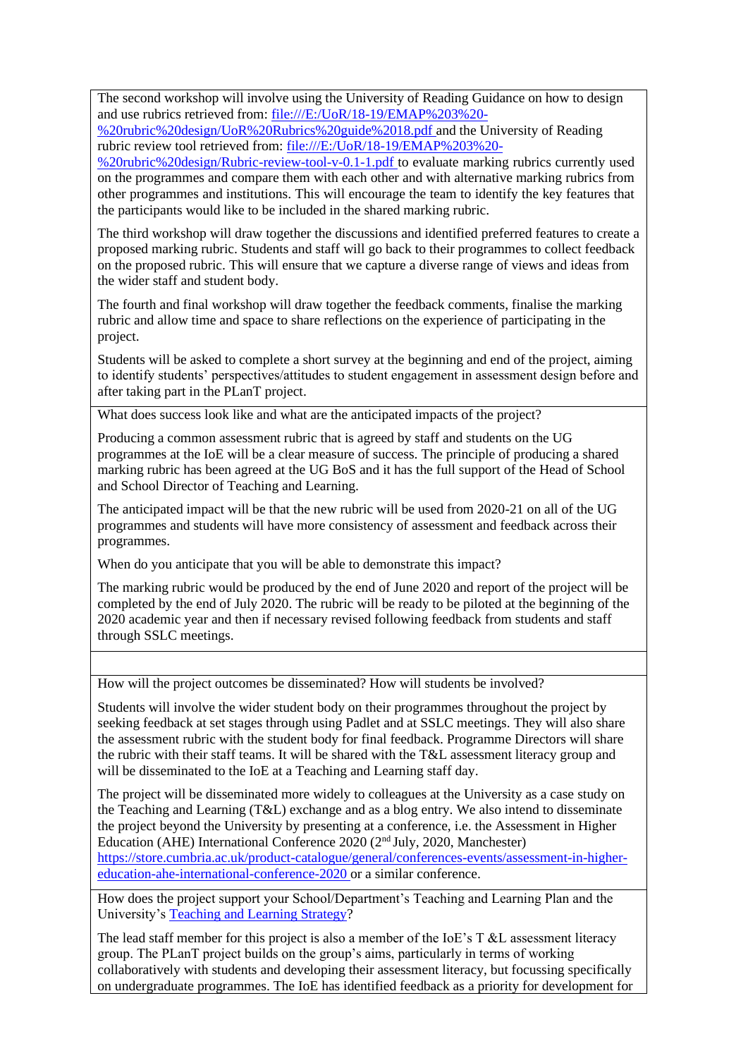The second workshop will involve using the University of Reading Guidance on how to design and use rubrics retrieved from: [file:///E:/UoR/18-19/EMAP%203%20-%20rubric%20design/UoR%20Rubrics%20guide%2018.pdf](file:///E:/UoR/18-19/EMAP%203%20-%20rubric%20design/UoR%20Rubrics%20guide%2018.pdf) and the University of Reading rubric review tool retrieved from: [file:///E:/UoR/18-19/EMAP%203%20-%20rubric%20design/Rubric-review-tool-v-0.1-1.pdf](file:///E:/UoR/18-19/EMAP%203%20-%20rubric%20design/Rubric-review-tool-v-0.1-1.pdf) to evaluate marking rubrics currently used on the programmes and compare them with each other and with alternative marking rubrics from other programmes and institutions. This will encourage the team to identify the key features that the participants would like to be included in the shared marking rubric.

The third workshop will draw together the discussions and identified preferred features to create a proposed marking rubric. Students and staff will go back to their programmes to collect feedback on the proposed rubric. This will ensure that we capture a diverse range of views and ideas from the wider staff and student body.

The fourth and final workshop will draw together the feedback comments, finalise the marking rubric and allow time and space to share reflections on the experience of participating in the project.

Students will be asked to complete a short survey at the beginning and end of the project, aiming to identify students' perspectives/attitudes to student engagement in assessment design before and after taking part in the PLanT project.

What does success look like and what are the anticipated impacts of the project?

Producing a common assessment rubric that is agreed by staff and students on the UG programmes at the IoE will be a clear measure of success. The principle of producing a shared marking rubric has been agreed at the UG BoS and it has the full support of the Head of School and School Director of Teaching and Learning.

The anticipated impact will be that the new rubric will be used from 2020-21 on all of the UG programmes and students will have more consistency of assessment and feedback across their programmes.

When do you anticipate that you will be able to demonstrate this impact?

The marking rubric would be produced by the end of June 2020 and report of the project will be completed by the end of July 2020. The rubric will be ready to be piloted at the beginning of the 2020 academic year and then if necessary revised following feedback from students and staff through SSLC meetings.

How will the project outcomes be disseminated? How will students be involved?

Students will involve the wider student body on their programmes throughout the project by seeking feedback at set stages through using Padlet and at SSLC meetings. They will also share the assessment rubric with the student body for final feedback. Programme Directors will share the rubric with their staff teams. It will be shared with the T&L assessment literacy group and will be disseminated to the IoE at a Teaching and Learning staff day.

The project will be disseminated more widely to colleagues at the University as a case study on the Teaching and Learning (T&L) exchange and as a blog entry. We also intend to disseminate the project beyond the University by presenting at a conference, i.e. the Assessment in Higher Education (AHE) International Conference 2020 (2nd July, 2020, Manchester) [https://store.cumbria.ac.uk/product-catalogue/general/conferences-events/assessment-in-higher-education-ahe-international-conference-2020](https://store.cumbria.ac.uk/product-catalogue/general/conferences-events/assessment-in-higher-education-ahe-international-conference-2020) or a similar conference.

How does the project support your School/Department's Teaching and Learning Plan and the University's [Teaching and Learning Strategy](#)?

The lead staff member for this project is also a member of the IoE's T &L assessment literacy group. The PLanT project builds on the group's aims, particularly in terms of working collaboratively with students and developing their assessment literacy, but focussing specifically on undergraduate programmes. The IoE has identified feedback as a priority for development for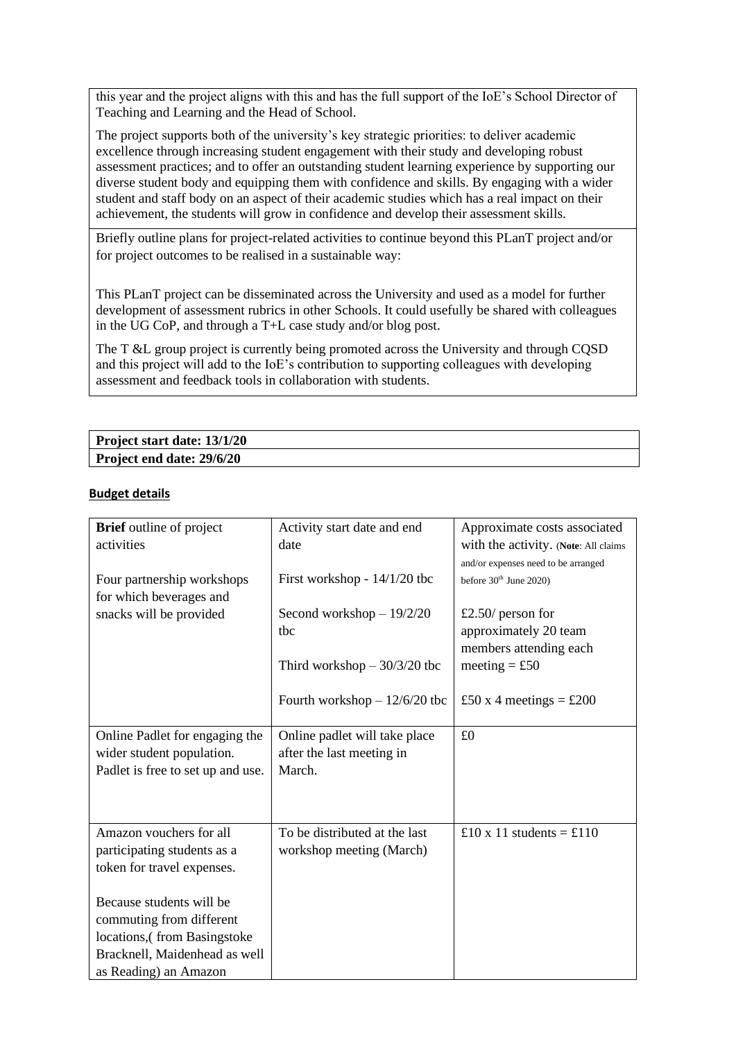this year and the project aligns with this and has the full support of the IoE's School Director of Teaching and Learning and the Head of School.

The project supports both of the university's key strategic priorities: to deliver academic excellence through increasing student engagement with their study and developing robust assessment practices; and to offer an outstanding student learning experience by supporting our diverse student body and equipping them with confidence and skills. By engaging with a wider student and staff body on an aspect of their academic studies which has a real impact on their achievement, the students will grow in confidence and develop their assessment skills.

Briefly outline plans for project-related activities to continue beyond this PLanT project and/or for project outcomes to be realised in a sustainable way:

This PLanT project can be disseminated across the University and used as a model for further development of assessment rubrics in other Schools. It could usefully be shared with colleagues in the UG CoP, and through a T+L case study and/or blog post.

The T &L group project is currently being promoted across the University and through CQSD and this project will add to the IoE's contribution to supporting colleagues with developing assessment and feedback tools in collaboration with students.

| **Project start date: 13/1/20** |
|---|
| **Project end date: 29/6/20** |

## Budget details

| **Brief** outline of project activities | Activity start date and end date | Approximate costs associated with the activity. (**Note**: All claims and/or expenses need to be arranged before 30th June 2020) |
|---|---|---|
| Four partnership workshops for which beverages and snacks will be provided | First workshop - 14/1/20 tbc<br><br>Second workshop – 19/2/20 tbc<br><br>Third workshop – 30/3/20 tbc<br><br>Fourth workshop – 12/6/20 tbc | £2.50/ person for approximately 20 team members attending each meeting = £50<br><br>£50 x 4 meetings = £200 |
| Online Padlet for engaging the wider student population. Padlet is free to set up and use. | Online padlet will take place after the last meeting in March. | £0 |
| Amazon vouchers for all participating students as a token for travel expenses.<br><br>Because students will be commuting from different locations,( from Basingstoke Bracknell, Maidenhead as well as Reading) an Amazon | To be distributed at the last workshop meeting (March) | £10 x 11 students = £110 |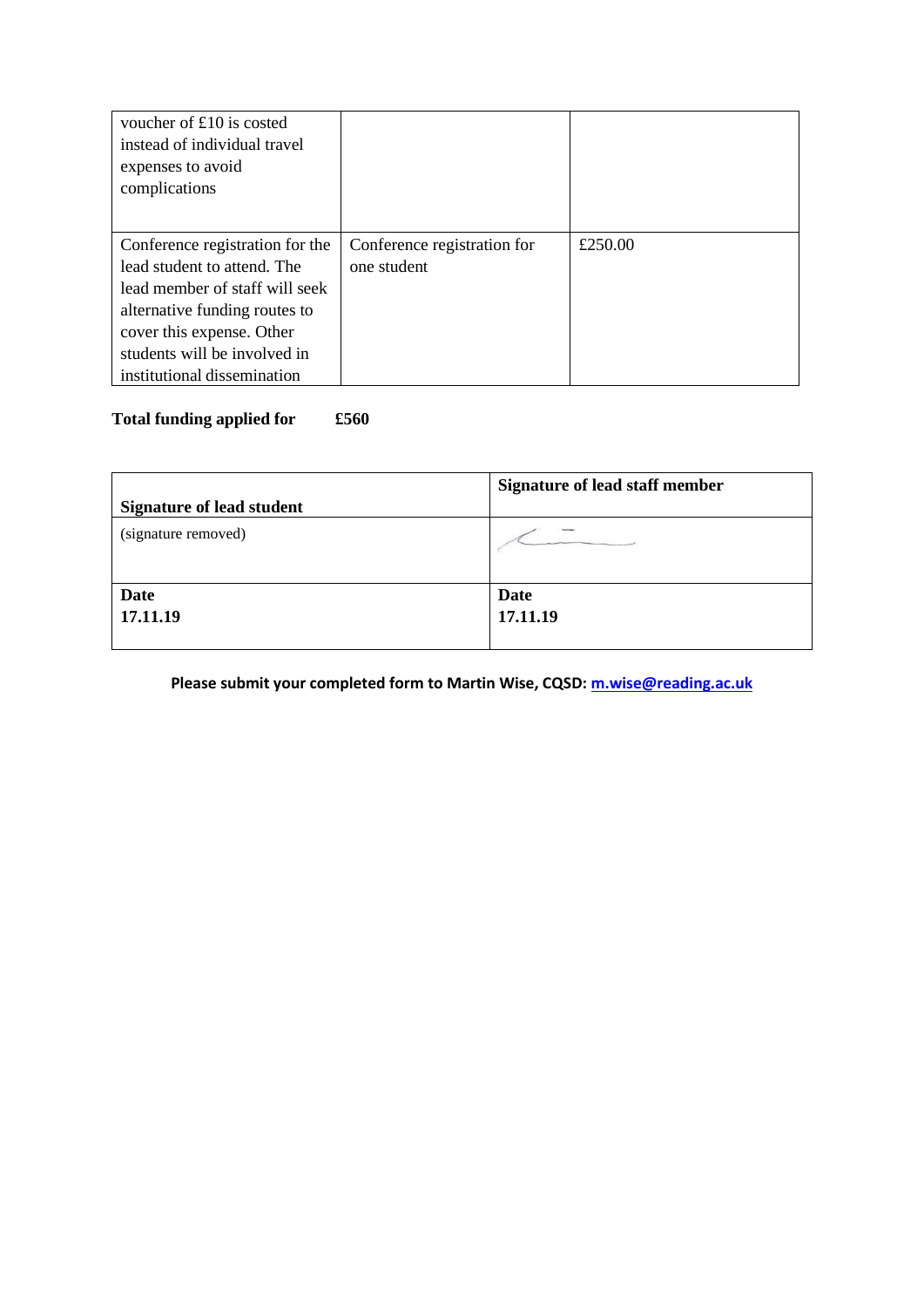| | | |
|---|---|---|
| voucher of £10 is costed instead of individual travel expenses to avoid complications | | |
| Conference registration for the lead student to attend. The lead member of staff will seek alternative funding routes to cover this expense. Other students will be involved in institutional dissemination | Conference registration for one student | £250.00 |

**Total funding applied for £560**

| Signature of lead student | Signature of lead staff member |
|---|---|
| (signature removed) | |
| **Date**<br>**17.11.19** | **Date**<br>**17.11.19** |

**Please submit your completed form to Martin Wise, CQSD: m.wise@reading.ac.uk**